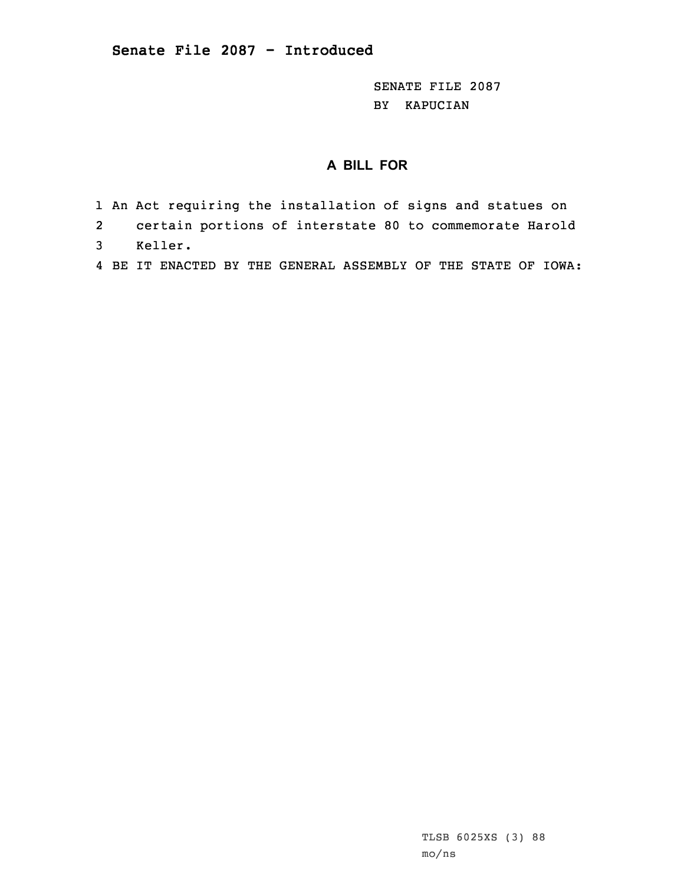# Senate File 2087 - Introduced

SENATE FILE 2087
BY KAPUCIAN

## A BILL FOR

1 An Act requiring the installation of signs and statues on
2 certain portions of interstate 80 to commemorate Harold
3 Keller.
4 BE IT ENACTED BY THE GENERAL ASSEMBLY OF THE STATE OF IOWA:

TLSB 6025XS (3) 88
mo/ns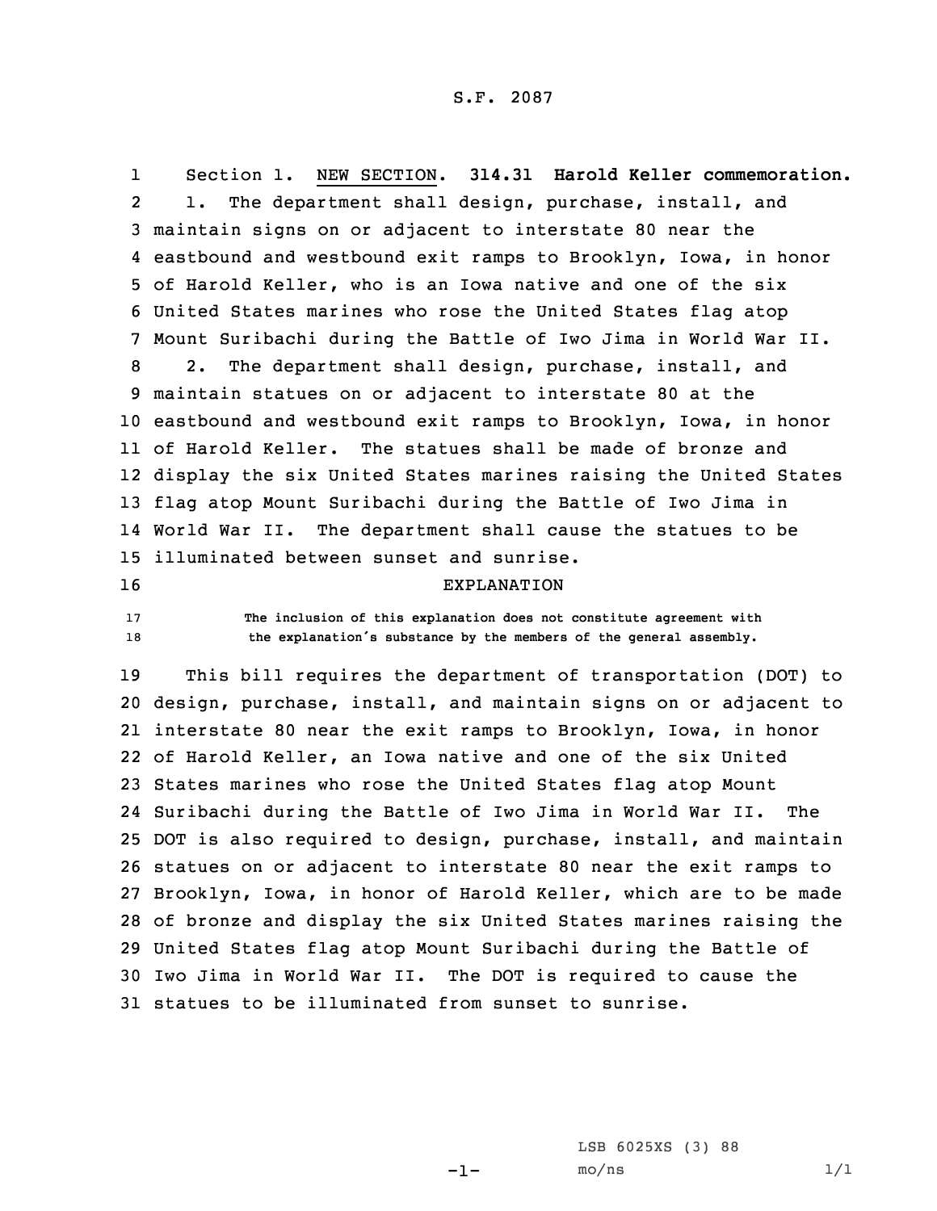S.F. 2087

Section 1. NEW SECTION. **314.31 Harold Keller commemoration.**

1. The department shall design, purchase, install, and maintain signs on or adjacent to interstate 80 near the eastbound and westbound exit ramps to Brooklyn, Iowa, in honor of Harold Keller, who is an Iowa native and one of the six United States marines who rose the United States flag atop Mount Suribachi during the Battle of Iwo Jima in World War II.

2. The department shall design, purchase, install, and maintain statues on or adjacent to interstate 80 at the eastbound and westbound exit ramps to Brooklyn, Iowa, in honor of Harold Keller. The statues shall be made of bronze and display the six United States marines raising the United States flag atop Mount Suribachi during the Battle of Iwo Jima in World War II. The department shall cause the statues to be illuminated between sunset and sunrise.

EXPLANATION

The inclusion of this explanation does not constitute agreement with the explanation's substance by the members of the general assembly.

This bill requires the department of transportation (DOT) to design, purchase, install, and maintain signs on or adjacent to interstate 80 near the exit ramps to Brooklyn, Iowa, in honor of Harold Keller, an Iowa native and one of the six United States marines who rose the United States flag atop Mount Suribachi during the Battle of Iwo Jima in World War II. The DOT is also required to design, purchase, install, and maintain statues on or adjacent to interstate 80 near the exit ramps to Brooklyn, Iowa, in honor of Harold Keller, which are to be made of bronze and display the six United States marines raising the United States flag atop Mount Suribachi during the Battle of Iwo Jima in World War II. The DOT is required to cause the statues to be illuminated from sunset to sunrise.

LSB 6025XS (3) 88
mo/ns